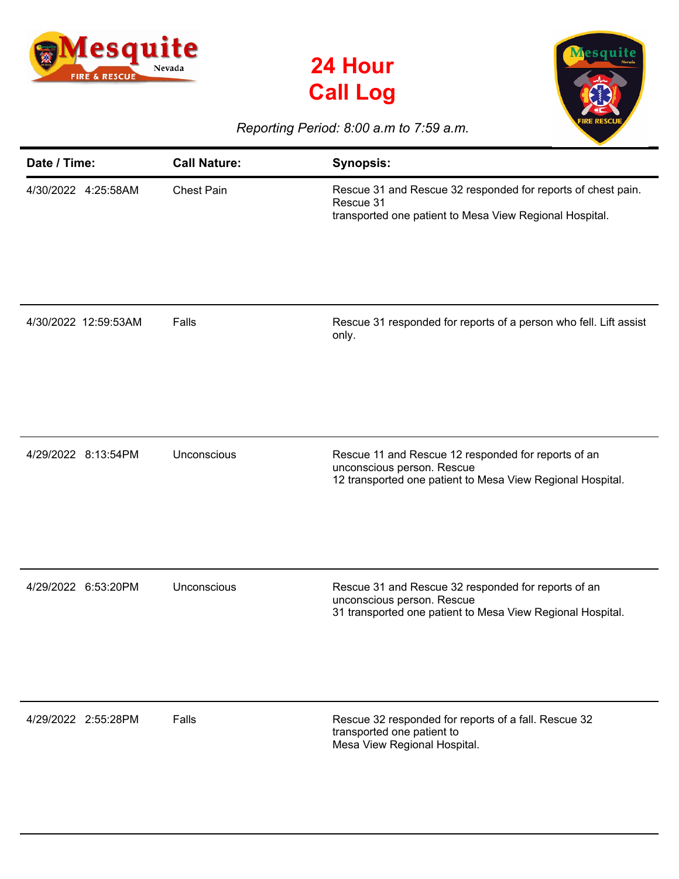# 24 Hour Call Log

*Reporting Period: 8:00 a.m to 7:59 a.m.*

| Date / Time: | Call Nature: | Synopsis: |
| --- | --- | --- |
| 4/30/2022 4:25:58AM | Chest Pain | Rescue 31 and Rescue 32 responded for reports of chest pain. Rescue 31 transported one patient to Mesa View Regional Hospital. |
| 4/30/2022 12:59:53AM | Falls | Rescue 31 responded for reports of a person who fell. Lift assist only. |
| 4/29/2022 8:13:54PM | Unconscious | Rescue 11 and Rescue 12 responded for reports of an unconscious person. Rescue 12 transported one patient to Mesa View Regional Hospital. |
| 4/29/2022 6:53:20PM | Unconscious | Rescue 31 and Rescue 32 responded for reports of an unconscious person. Rescue 31 transported one patient to Mesa View Regional Hospital. |
| 4/29/2022 2:55:28PM | Falls | Rescue 32 responded for reports of a fall. Rescue 32 transported one patient to Mesa View Regional Hospital. |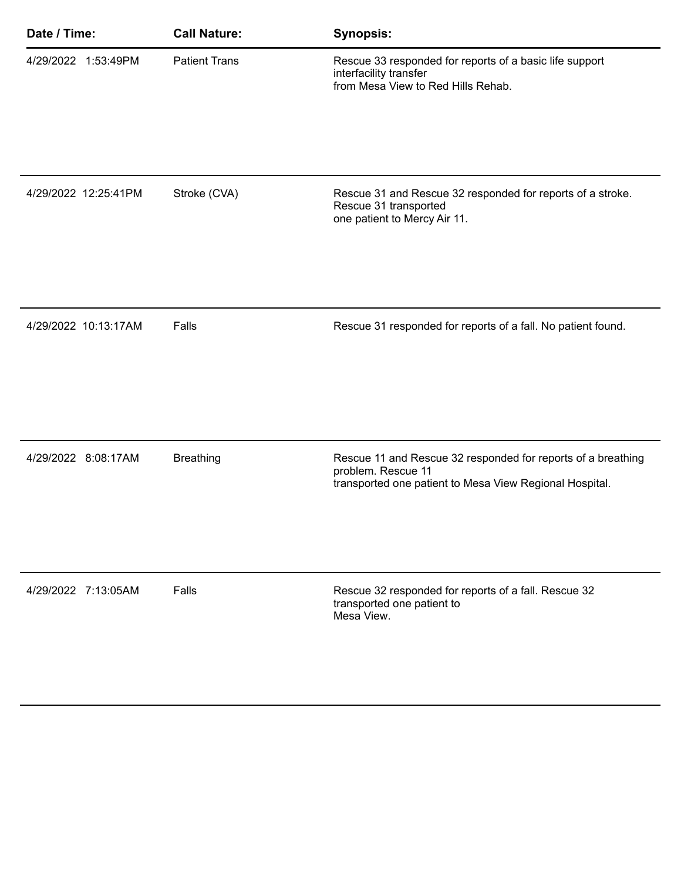| Date / Time: | Call Nature: | Synopsis: |
| --- | --- | --- |
| 4/29/2022 1:53:49PM | Patient Trans | Rescue 33 responded for reports of a basic life support interfacility transfer from Mesa View to Red Hills Rehab. |
| 4/29/2022 12:25:41PM | Stroke (CVA) | Rescue 31 and Rescue 32 responded for reports of a stroke. Rescue 31 transported one patient to Mercy Air 11. |
| 4/29/2022 10:13:17AM | Falls | Rescue 31 responded for reports of a fall. No patient found. |
| 4/29/2022 8:08:17AM | Breathing | Rescue 11 and Rescue 32 responded for reports of a breathing problem. Rescue 11 transported one patient to Mesa View Regional Hospital. |
| 4/29/2022 7:13:05AM | Falls | Rescue 32 responded for reports of a fall. Rescue 32 transported one patient to Mesa View. |